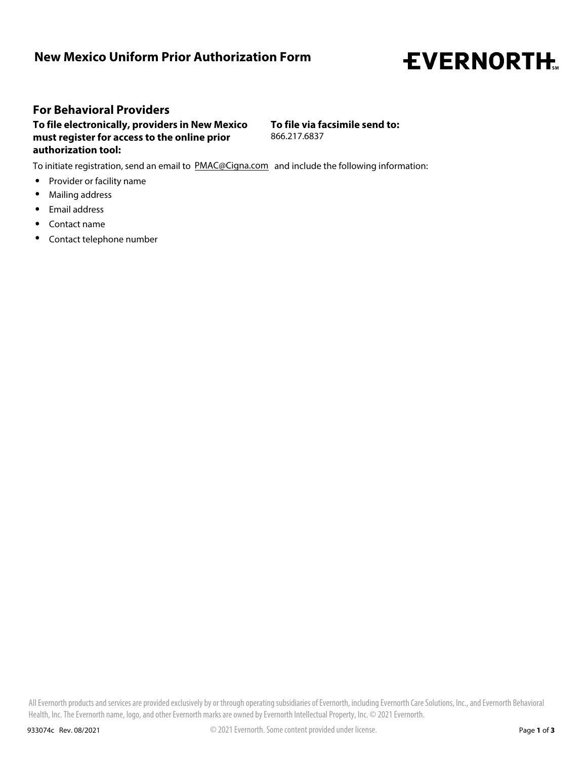# New Mexico Uniform Prior Authorization Form

EVERNORTH

## For Behavioral Providers

**To file electronically, providers in New Mexico must register for access to the online prior authorization tool:**

**To file via facsimile send to:**
866.217.6837

To initiate registration, send an email to PMAC@Cigna.com and include the following information:

- Provider or facility name
- Mailing address
- Email address
- Contact name
- Contact telephone number

All Evernorth products and services are provided exclusively by or through operating subsidiaries of Evernorth, including Evernorth Care Solutions, Inc., and Evernorth Behavioral Health, Inc. The Evernorth name, logo, and other Evernorth marks are owned by Evernorth Intellectual Property, Inc. © 2021 Evernorth.

933074c Rev. 08/2021

© 2021 Evernorth. Some content provided under license.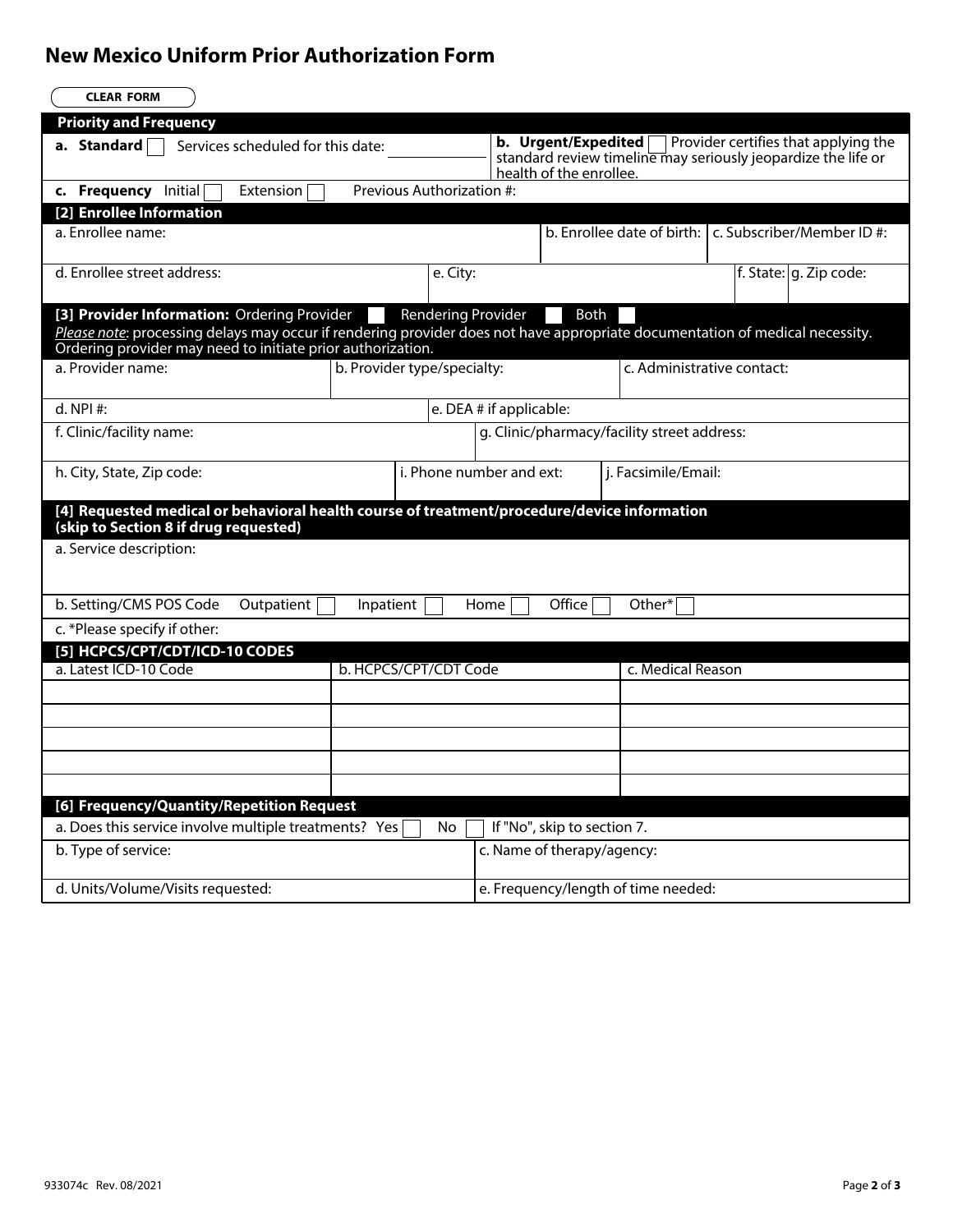# New Mexico Uniform Prior Authorization Form

CLEAR FORM

## Priority and Frequency

| | |
|---|---|
| **a. Standard** ☐ Services scheduled for this date: | **b. Urgent/Expedited** ☐ Provider certifies that applying the standard review timeline may seriously jeopardize the life or health of the enrollee. |
| **c. Frequency** Initial ☐ Extension ☐ Previous Authorization #: | |

## [2] Enrollee Information

| a. Enrollee name: | | b. Enrollee date of birth: | c. Subscriber/Member ID #: |
|---|---|---|---|
| d. Enrollee street address: | e. City: | f. State: | g. Zip code: |

## [3] Provider Information: Ordering Provider ☐ Rendering Provider ☐ Both ☐

*Please note*: processing delays may occur if rendering provider does not have appropriate documentation of medical necessity. Ordering provider may need to initiate prior authorization.

| a. Provider name: | b. Provider type/specialty: | c. Administrative contact: |
|---|---|---|
| d. NPI #: | e. DEA # if applicable: | |
| f. Clinic/facility name: | g. Clinic/pharmacy/facility street address: | |
| h. City, State, Zip code: | i. Phone number and ext: | j. Facsimile/Email: |

## [4] Requested medical or behavioral health course of treatment/procedure/device information (skip to Section 8 if drug requested)

a. Service description:

b. Setting/CMS POS Code Outpatient ☐ Inpatient ☐ Home ☐ Office ☐ Other* ☐

c. *Please specify if other:

## [5] HCPCS/CPT/CDT/ICD-10 CODES

| a. Latest ICD-10 Code | b. HCPCS/CPT/CDT Code | c. Medical Reason |
|---|---|---|
| | | |
| | | |
| | | |
| | | |
| | | |

## [6] Frequency/Quantity/Repetition Request

a. Does this service involve multiple treatments? Yes ☐ No ☐ If "No", skip to section 7.

| b. Type of service: | c. Name of therapy/agency: |
|---|---|
| d. Units/Volume/Visits requested: | e. Frequency/length of time needed: |

933074c Rev. 08/2021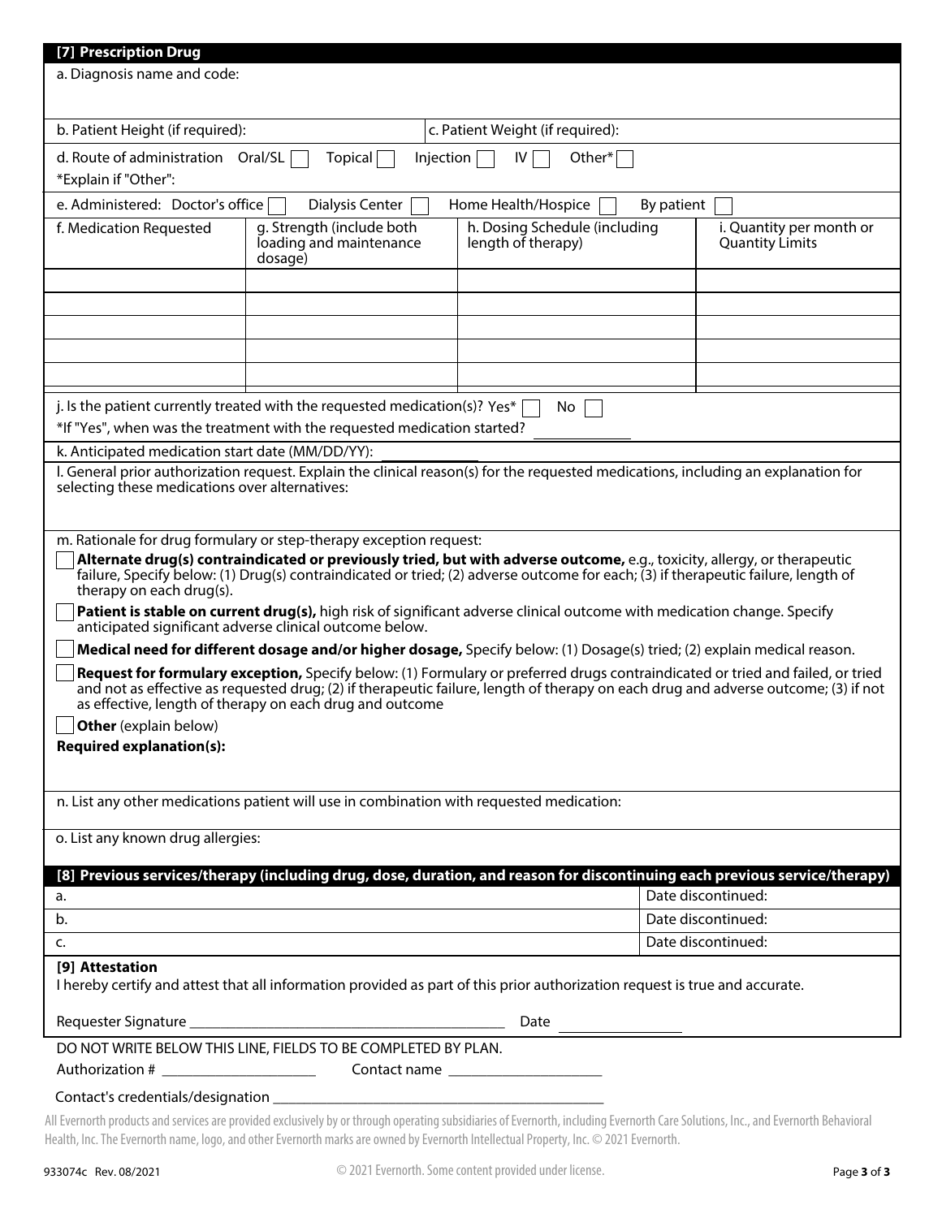## [7] Prescription Drug

a. Diagnosis name and code:

b. Patient Height (if required):

c. Patient Weight (if required):

d. Route of administration Oral/SL ☐ Topical ☐ Injection ☐ IV ☐ Other* ☐

*Explain if "Other":

e. Administered: Doctor's office ☐ Dialysis Center ☐ Home Health/Hospice ☐ By patient ☐

| f. Medication Requested | g. Strength (include both loading and maintenance dosage) | h. Dosing Schedule (including length of therapy) | i. Quantity per month or Quantity Limits |
|---|---|---|---|
| | | | |
| | | | |
| | | | |
| | | | |
| | | | |

j. Is the patient currently treated with the requested medication(s)? Yes* ☐ No ☐

*If "Yes", when was the treatment with the requested medication started? ____________

k. Anticipated medication start date (MM/DD/YY): ____________

l. General prior authorization request. Explain the clinical reason(s) for the requested medications, including an explanation for selecting these medications over alternatives:

m. Rationale for drug formulary or step-therapy exception request:

☐ **Alternate drug(s) contraindicated or previously tried, but with adverse outcome,** e.g., toxicity, allergy, or therapeutic failure, Specify below: (1) Drug(s) contraindicated or tried; (2) adverse outcome for each; (3) if therapeutic failure, length of therapy on each drug(s).

☐ **Patient is stable on current drug(s),** high risk of significant adverse clinical outcome with medication change. Specify anticipated significant adverse clinical outcome below.

☐ **Medical need for different dosage and/or higher dosage,** Specify below: (1) Dosage(s) tried; (2) explain medical reason.

☐ **Request for formulary exception,** Specify below: (1) Formulary or preferred drugs contraindicated or tried and failed, or tried and not as effective as requested drug; (2) if therapeutic failure, length of therapy on each drug and adverse outcome; (3) if not as effective, length of therapy on each drug and outcome

☐ **Other** (explain below)

**Required explanation(s):**

n. List any other medications patient will use in combination with requested medication:

o. List any known drug allergies:

## [8] Previous services/therapy (including drug, dose, duration, and reason for discontinuing each previous service/therapy)

| | |
|---|---|
| a. | Date discontinued: |
| b. | Date discontinued: |
| c. | Date discontinued: |

## [9] Attestation

I hereby certify and attest that all information provided as part of this prior authorization request is true and accurate.

Requester Signature ________________________________________ Date ______________

DO NOT WRITE BELOW THIS LINE, FIELDS TO BE COMPLETED BY PLAN.

Authorization # ____________________ Contact name ____________________

Contact's credentials/designation ________________________________________

All Evernorth products and services are provided exclusively by or through operating subsidiaries of Evernorth, including Evernorth Care Solutions, Inc., and Evernorth Behavioral Health, Inc. The Evernorth name, logo, and other Evernorth marks are owned by Evernorth Intellectual Property, Inc. © 2021 Evernorth.

933074c Rev. 08/2021

© 2021 Evernorth. Some content provided under license.